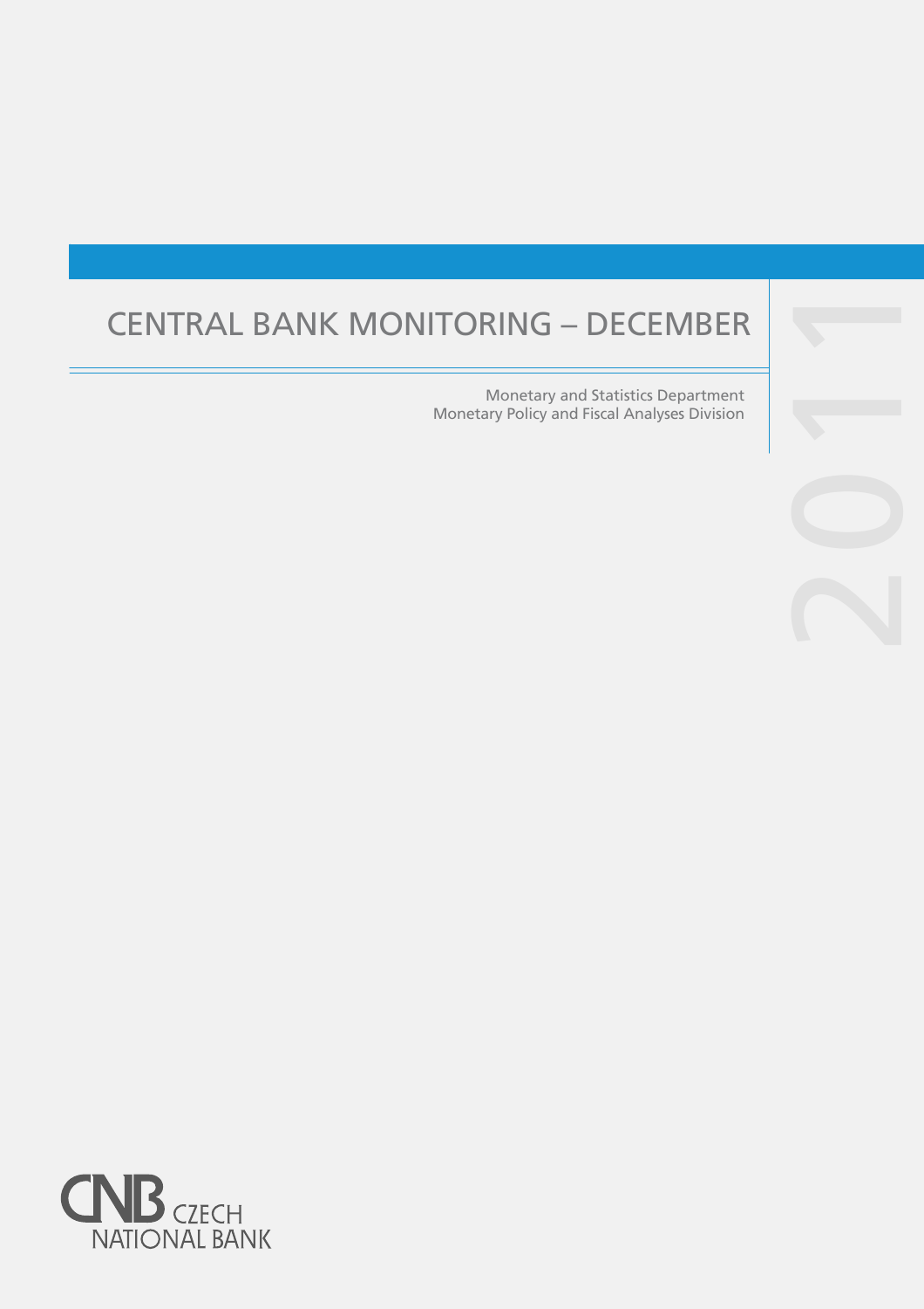# CENTRAL BANK MONITORING – DECEMBER 2011

Monetary and Statistics Department
Monetary Policy and Fiscal Analyses Division

CNB CZECH NATIONAL BANK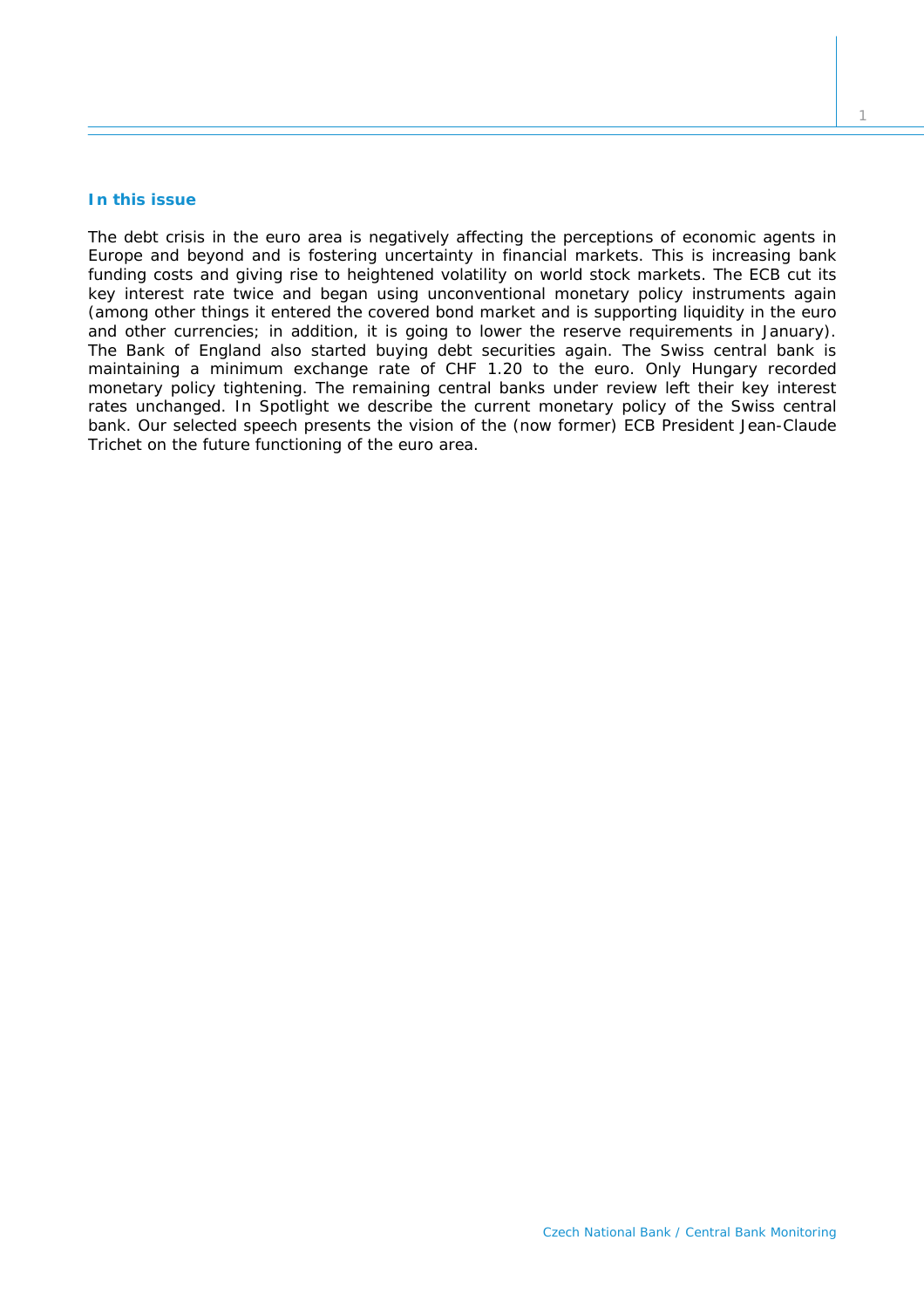## In this issue

The debt crisis in the euro area is negatively affecting the perceptions of economic agents in Europe and beyond and is fostering uncertainty in financial markets. This is increasing bank funding costs and giving rise to heightened volatility on world stock markets. The ECB cut its key interest rate twice and began using unconventional monetary policy instruments again (among other things it entered the covered bond market and is supporting liquidity in the euro and other currencies; in addition, it is going to lower the reserve requirements in January). The Bank of England also started buying debt securities again. The Swiss central bank is maintaining a minimum exchange rate of CHF 1.20 to the euro. Only Hungary recorded monetary policy tightening. The remaining central banks under review left their key interest rates unchanged. In Spotlight we describe the current monetary policy of the Swiss central bank. Our selected speech presents the vision of the (now former) ECB President Jean-Claude Trichet on the future functioning of the euro area.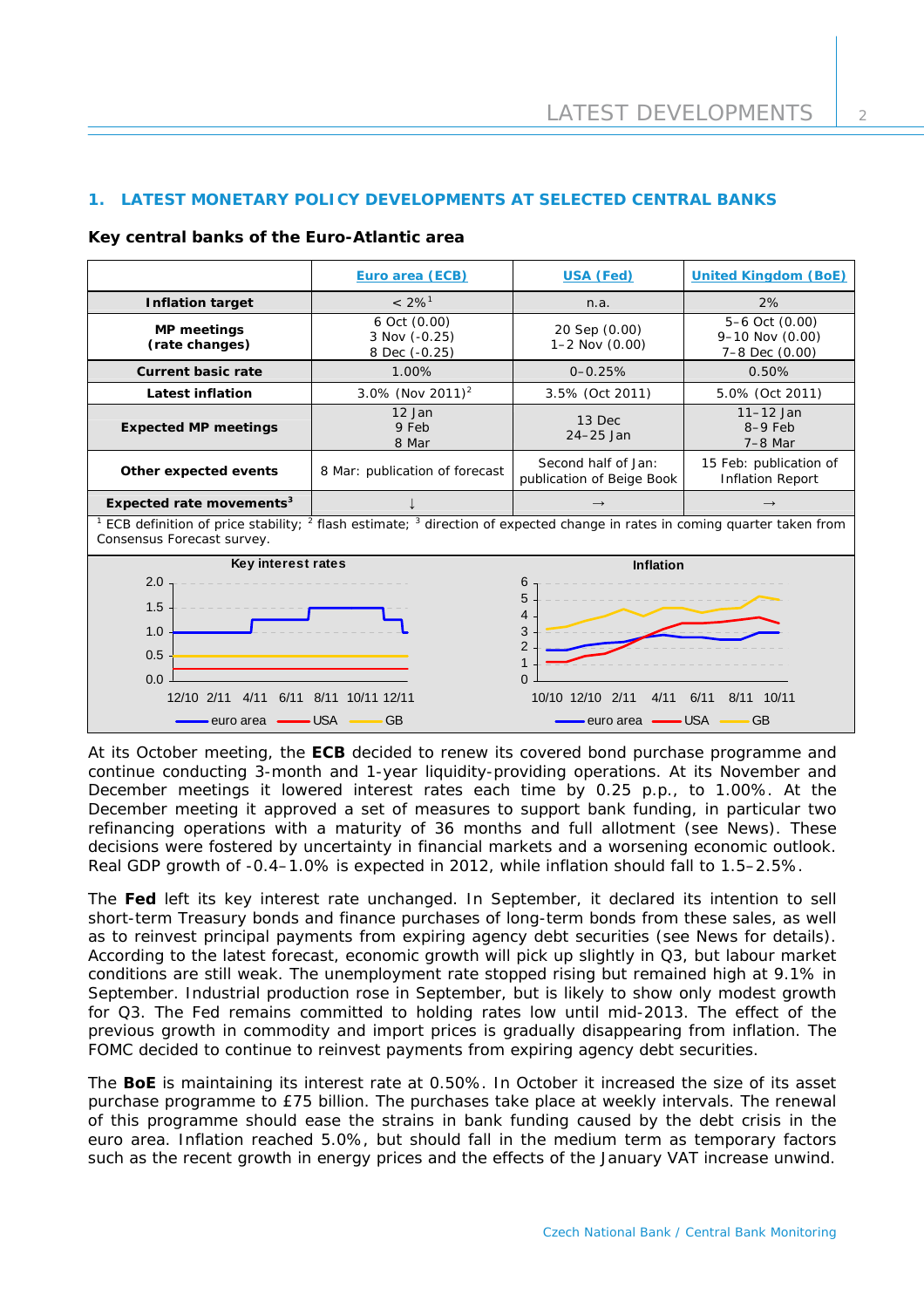## 1. LATEST MONETARY POLICY DEVELOPMENTS AT SELECTED CENTRAL BANKS

### Key central banks of the Euro-Atlantic area

| | Euro area (ECB) | USA (Fed) | United Kingdom (BoE) |
|---|---|---|---|
| **Inflation target** | < 2%[1] | n.a. | 2% |
| **MP meetings (rate changes)** | 6 Oct (0.00)<br>3 Nov (-0.25)<br>8 Dec (-0.25) | 20 Sep (0.00)<br>1–2 Nov (0.00) | 5–6 Oct (0.00)<br>9–10 Nov (0.00)<br>7–8 Dec (0.00) |
| **Current basic rate** | 1.00% | 0–0.25% | 0.50% |
| **Latest inflation** | 3.0% (Nov 2011)[2] | 3.5% (Oct 2011) | 5.0% (Oct 2011) |
| **Expected MP meetings** | 12 Jan<br>9 Feb<br>8 Mar | 13 Dec<br>24–25 Jan | 11–12 Jan<br>8–9 Feb<br>7–8 Mar |
| **Other expected events** | 8 Mar: publication of forecast | Second half of Jan: publication of Beige Book | 15 Feb: publication of Inflation Report |
| **Expected rate movements**[3] | ↓ | → | → |

[1] ECB definition of price stability; [2] flash estimate; [3] direction of expected change in rates in coming quarter taken from Consensus Forecast survey.

At its October meeting, the **ECB** decided to renew its covered bond purchase programme and continue conducting 3-month and 1-year liquidity-providing operations. At its November and December meetings it lowered interest rates each time by 0.25 p.p., to 1.00%. At the December meeting it approved a set of measures to support bank funding, in particular two refinancing operations with a maturity of 36 months and full allotment (see News). These decisions were fostered by uncertainty in financial markets and a worsening economic outlook. Real GDP growth of -0.4–1.0% is expected in 2012, while inflation should fall to 1.5–2.5%.

The **Fed** left its key interest rate unchanged. In September, it declared its intention to sell short-term Treasury bonds and finance purchases of long-term bonds from these sales, as well as to reinvest principal payments from expiring agency debt securities (see News for details). According to the latest forecast, economic growth will pick up slightly in Q3, but labour market conditions are still weak. The unemployment rate stopped rising but remained high at 9.1% in September. Industrial production rose in September, but is likely to show only modest growth for Q3. The Fed remains committed to holding rates low until mid-2013. The effect of the previous growth in commodity and import prices is gradually disappearing from inflation. The FOMC decided to continue to reinvest payments from expiring agency debt securities.

The **BoE** is maintaining its interest rate at 0.50%. In October it increased the size of its asset purchase programme to £75 billion. The purchases take place at weekly intervals. The renewal of this programme should ease the strains in bank funding caused by the debt crisis in the euro area. Inflation reached 5.0%, but should fall in the medium term as temporary factors such as the recent growth in energy prices and the effects of the January VAT increase unwind.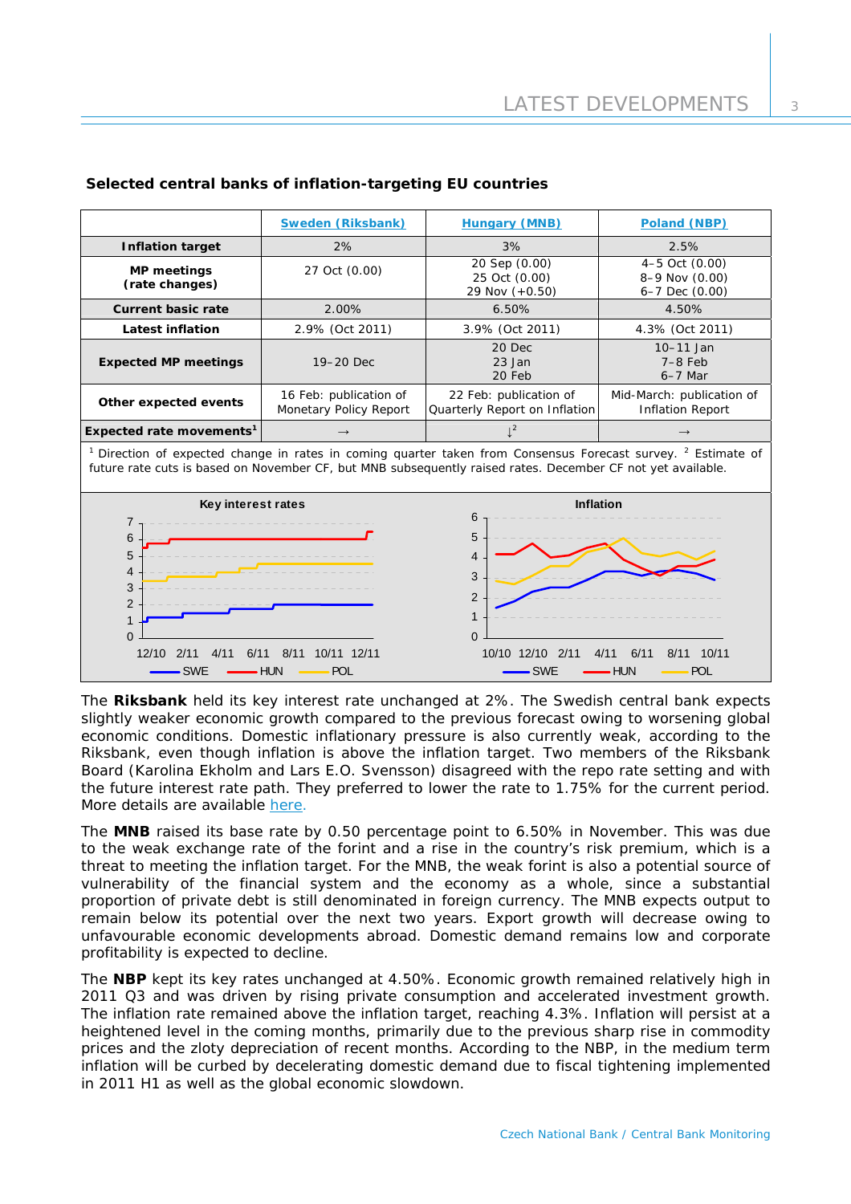**Selected central banks of inflation-targeting EU countries**

| | Sweden (Riksbank) | Hungary (MNB) | Poland (NBP) |
|---|---|---|---|
| **Inflation target** | 2% | 3% | 2.5% |
| **MP meetings (rate changes)** | 27 Oct (0.00) | 20 Sep (0.00)<br>25 Oct (0.00)<br>29 Nov (+0.50) | 4–5 Oct (0.00)<br>8–9 Nov (0.00)<br>6–7 Dec (0.00) |
| **Current basic rate** | 2.00% | 6.50% | 4.50% |
| **Latest inflation** | 2.9% (Oct 2011) | 3.9% (Oct 2011) | 4.3% (Oct 2011) |
| **Expected MP meetings** | 19–20 Dec | 20 Dec<br>23 Jan<br>20 Feb | 10–11 Jan<br>7–8 Feb<br>6–7 Mar |
| **Other expected events** | 16 Feb: publication of Monetary Policy Report | 22 Feb: publication of Quarterly Report on Inflation | Mid-March: publication of Inflation Report |
| **Expected rate movements**[1] | → | ↓[2] | → |

[1] Direction of expected change in rates in coming quarter taken from Consensus Forecast survey. [2] Estimate of future rate cuts is based on November CF, but MNB subsequently raised rates. December CF not yet available.

The **Riksbank** held its key interest rate unchanged at 2%. The Swedish central bank expects slightly weaker economic growth compared to the previous forecast owing to worsening global economic conditions. Domestic inflationary pressure is also currently weak, according to the Riksbank, even though inflation is above the inflation target. Two members of the Riksbank Board (Karolina Ekholm and Lars E.O. Svensson) disagreed with the repo rate setting and with the future interest rate path. They preferred to lower the rate to 1.75% for the current period. More details are available here.

The **MNB** raised its base rate by 0.50 percentage point to 6.50% in November. This was due to the weak exchange rate of the forint and a rise in the country's risk premium, which is a threat to meeting the inflation target. For the MNB, the weak forint is also a potential source of vulnerability of the financial system and the economy as a whole, since a substantial proportion of private debt is still denominated in foreign currency. The MNB expects output to remain below its potential over the next two years. Export growth will decrease owing to unfavourable economic developments abroad. Domestic demand remains low and corporate profitability is expected to decline.

The **NBP** kept its key rates unchanged at 4.50%. Economic growth remained relatively high in 2011 Q3 and was driven by rising private consumption and accelerated investment growth. The inflation rate remained above the inflation target, reaching 4.3%. Inflation will persist at a heightened level in the coming months, primarily due to the previous sharp rise in commodity prices and the zloty depreciation of recent months. According to the NBP, in the medium term inflation will be curbed by decelerating domestic demand due to fiscal tightening implemented in 2011 H1 as well as the global economic slowdown.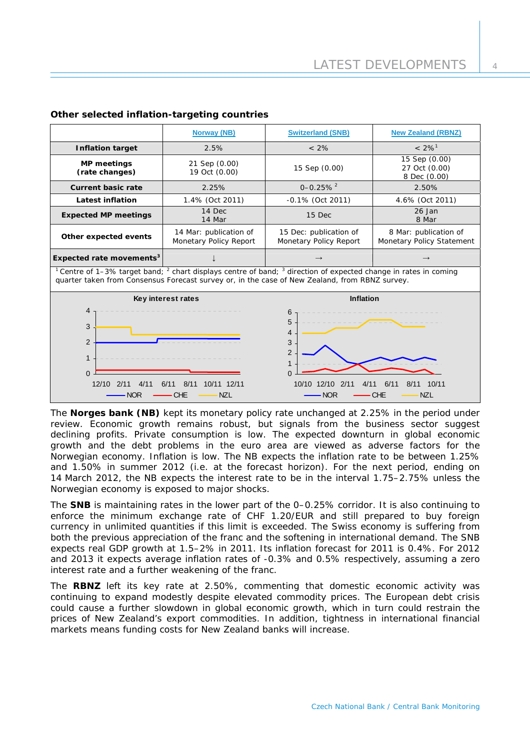**Other selected inflation-targeting countries**

| | Norway (NB) | Switzerland (SNB) | New Zealand (RBNZ) |
|---|---|---|---|
| **Inflation target** | 2.5% | < 2% | < 2%[1] |
| **MP meetings (rate changes)** | 21 Sep (0.00) 19 Oct (0.00) | 15 Sep (0.00) | 15 Sep (0.00) 27 Oct (0.00) 8 Dec (0.00) |
| **Current basic rate** | 2.25% | 0–0.25% [2] | 2.50% |
| **Latest inflation** | 1.4% (Oct 2011) | -0.1% (Oct 2011) | 4.6% (Oct 2011) |
| **Expected MP meetings** | 14 Dec 14 Mar | 15 Dec | 26 Jan 8 Mar |
| **Other expected events** | 14 Mar: publication of Monetary Policy Report | 15 Dec: publication of Monetary Policy Report | 8 Mar: publication of Monetary Policy Statement |
| **Expected rate movements**[3] | ↓ | → | → |

[1] Centre of 1–3% target band; [2] chart displays centre of band; [3] direction of expected change in rates in coming quarter taken from Consensus Forecast survey or, in the case of New Zealand, from RBNZ survey.

Key interest rates

Inflation

The **Norges bank (NB)** kept its monetary policy rate unchanged at 2.25% in the period under review. Economic growth remains robust, but signals from the business sector suggest declining profits. Private consumption is low. The expected downturn in global economic growth and the debt problems in the euro area are viewed as adverse factors for the Norwegian economy. Inflation is low. The NB expects the inflation rate to be between 1.25% and 1.50% in summer 2012 (i.e. at the forecast horizon). For the next period, ending on 14 March 2012, the NB expects the interest rate to be in the interval 1.75–2.75% unless the Norwegian economy is exposed to major shocks.

The **SNB** is maintaining rates in the lower part of the 0–0.25% corridor. It is also continuing to enforce the minimum exchange rate of CHF 1.20/EUR and still prepared to buy foreign currency in unlimited quantities if this limit is exceeded. The Swiss economy is suffering from both the previous appreciation of the franc and the softening in international demand. The SNB expects real GDP growth at 1.5–2% in 2011. Its inflation forecast for 2011 is 0.4%. For 2012 and 2013 it expects average inflation rates of -0.3% and 0.5% respectively, assuming a zero interest rate and a further weakening of the franc.

The **RBNZ** left its key rate at 2.50%, commenting that domestic economic activity was continuing to expand modestly despite elevated commodity prices. The European debt crisis could cause a further slowdown in global economic growth, which in turn could restrain the prices of New Zealand's export commodities. In addition, tightness in international financial markets means funding costs for New Zealand banks will increase.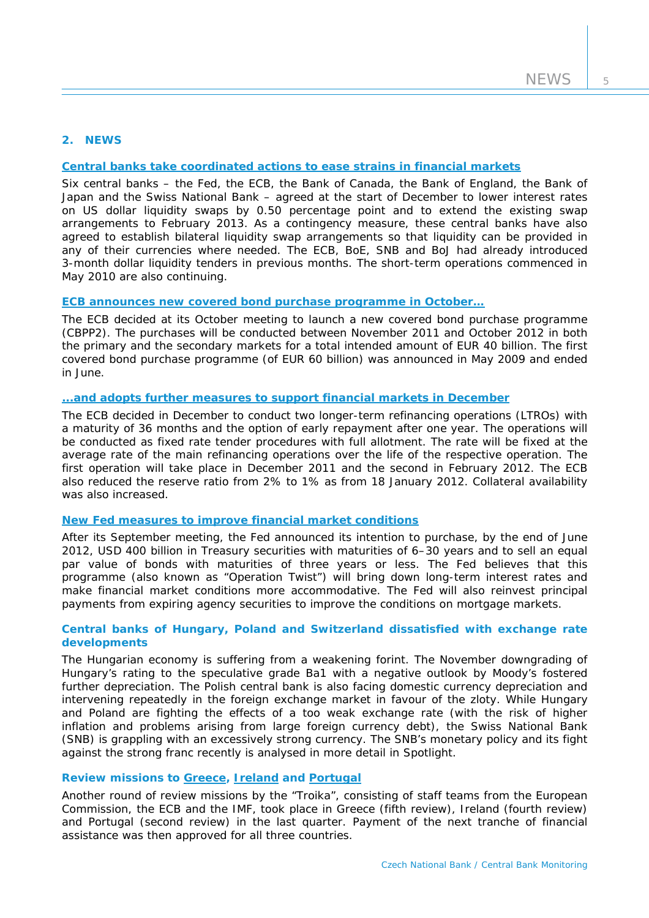## 2. NEWS

### Central banks take coordinated actions to ease strains in financial markets

Six central banks – the Fed, the ECB, the Bank of Canada, the Bank of England, the Bank of Japan and the Swiss National Bank – agreed at the start of December to lower interest rates on US dollar liquidity swaps by 0.50 percentage point and to extend the existing swap arrangements to February 2013. As a contingency measure, these central banks have also agreed to establish bilateral liquidity swap arrangements so that liquidity can be provided in any of their currencies where needed. The ECB, BoE, SNB and BoJ had already introduced 3-month dollar liquidity tenders in previous months. The short-term operations commenced in May 2010 are also continuing.

### ECB announces new covered bond purchase programme in October…

The ECB decided at its October meeting to launch a new covered bond purchase programme (CBPP2). The purchases will be conducted between November 2011 and October 2012 in both the primary and the secondary markets for a total intended amount of EUR 40 billion. The first covered bond purchase programme (of EUR 60 billion) was announced in May 2009 and ended in June.

### …and adopts further measures to support financial markets in December

The ECB decided in December to conduct two longer-term refinancing operations (LTROs) with a maturity of 36 months and the option of early repayment after one year. The operations will be conducted as fixed rate tender procedures with full allotment. The rate will be fixed at the average rate of the main refinancing operations over the life of the respective operation. The first operation will take place in December 2011 and the second in February 2012. The ECB also reduced the reserve ratio from 2% to 1% as from 18 January 2012. Collateral availability was also increased.

### New Fed measures to improve financial market conditions

After its September meeting, the Fed announced its intention to purchase, by the end of June 2012, USD 400 billion in Treasury securities with maturities of 6–30 years and to sell an equal par value of bonds with maturities of three years or less. The Fed believes that this programme (also known as "Operation Twist") will bring down long-term interest rates and make financial market conditions more accommodative. The Fed will also reinvest principal payments from expiring agency securities to improve the conditions on mortgage markets.

### Central banks of Hungary, Poland and Switzerland dissatisfied with exchange rate developments

The Hungarian economy is suffering from a weakening forint. The November downgrading of Hungary's rating to the speculative grade Ba1 with a negative outlook by Moody's fostered further depreciation. The Polish central bank is also facing domestic currency depreciation and intervening repeatedly in the foreign exchange market in favour of the zloty. While Hungary and Poland are fighting the effects of a too weak exchange rate (with the risk of higher inflation and problems arising from large foreign currency debt), the Swiss National Bank (SNB) is grappling with an excessively strong currency. The SNB's monetary policy and its fight against the strong franc recently is analysed in more detail in Spotlight.

### Review missions to Greece, Ireland and Portugal

Another round of review missions by the "Troika", consisting of staff teams from the European Commission, the ECB and the IMF, took place in Greece (fifth review), Ireland (fourth review) and Portugal (second review) in the last quarter. Payment of the next tranche of financial assistance was then approved for all three countries.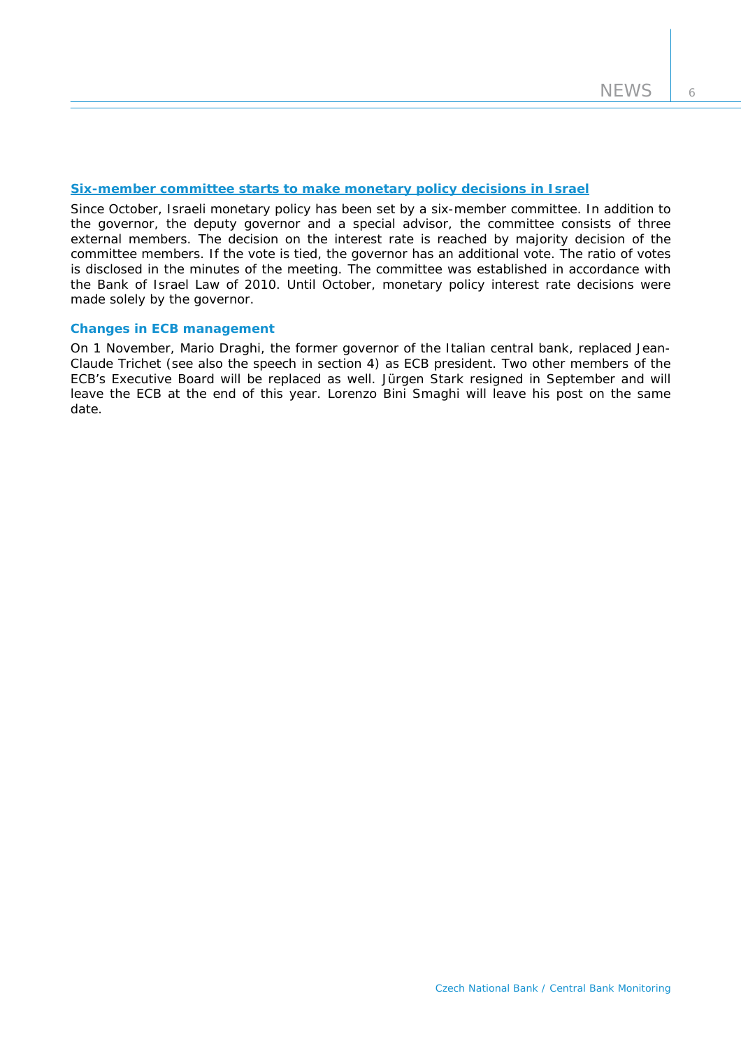### Six-member committee starts to make monetary policy decisions in Israel

Since October, Israeli monetary policy has been set by a six-member committee. In addition to the governor, the deputy governor and a special advisor, the committee consists of three external members. The decision on the interest rate is reached by majority decision of the committee members. If the vote is tied, the governor has an additional vote. The ratio of votes is disclosed in the minutes of the meeting. The committee was established in accordance with the Bank of Israel Law of 2010. Until October, monetary policy interest rate decisions were made solely by the governor.

### Changes in ECB management

On 1 November, Mario Draghi, the former governor of the Italian central bank, replaced Jean-Claude Trichet (see also the speech in section 4) as ECB president. Two other members of the ECB's Executive Board will be replaced as well. Jürgen Stark resigned in September and will leave the ECB at the end of this year. Lorenzo Bini Smaghi will leave his post on the same date.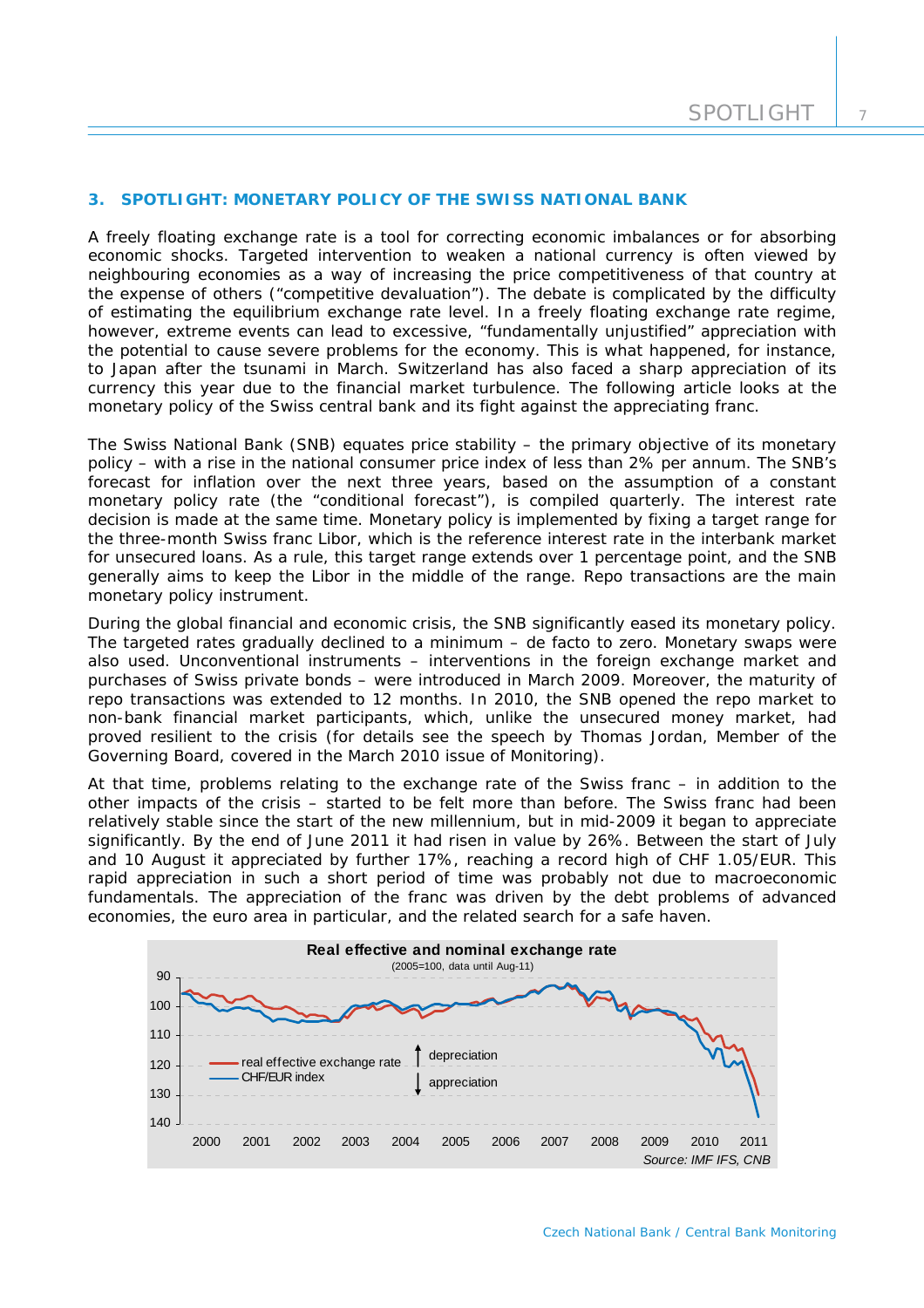## 3. SPOTLIGHT: MONETARY POLICY OF THE SWISS NATIONAL BANK

A freely floating exchange rate is a tool for correcting economic imbalances or for absorbing economic shocks. Targeted intervention to weaken a national currency is often viewed by neighbouring economies as a way of increasing the price competitiveness of that country at the expense of others ("competitive devaluation"). The debate is complicated by the difficulty of estimating the equilibrium exchange rate level. In a freely floating exchange rate regime, however, extreme events can lead to excessive, "fundamentally unjustified" appreciation with the potential to cause severe problems for the economy. This is what happened, for instance, to Japan after the tsunami in March. Switzerland has also faced a sharp appreciation of its currency this year due to the financial market turbulence. The following article looks at the monetary policy of the Swiss central bank and its fight against the appreciating franc.

The Swiss National Bank (SNB) equates price stability – the primary objective of its monetary policy – with a rise in the national consumer price index of less than 2% per annum. The SNB's forecast for inflation over the next three years, based on the assumption of a constant monetary policy rate (the "conditional forecast"), is compiled quarterly. The interest rate decision is made at the same time. Monetary policy is implemented by fixing a target range for the three-month Swiss franc Libor, which is the reference interest rate in the interbank market for unsecured loans. As a rule, this target range extends over 1 percentage point, and the SNB generally aims to keep the Libor in the middle of the range. Repo transactions are the main monetary policy instrument.

During the global financial and economic crisis, the SNB significantly eased its monetary policy. The targeted rates gradually declined to a minimum – de facto to zero. Monetary swaps were also used. Unconventional instruments – interventions in the foreign exchange market and purchases of Swiss private bonds – were introduced in March 2009. Moreover, the maturity of repo transactions was extended to 12 months. In 2010, the SNB opened the repo market to non-bank financial market participants, which, unlike the unsecured money market, had proved resilient to the crisis (for details see the speech by Thomas Jordan, Member of the Governing Board, covered in the March 2010 issue of Monitoring).

At that time, problems relating to the exchange rate of the Swiss franc – in addition to the other impacts of the crisis – started to be felt more than before. The Swiss franc had been relatively stable since the start of the new millennium, but in mid-2009 it began to appreciate significantly. By the end of June 2011 it had risen in value by 26%. Between the start of July and 10 August it appreciated by further 17%, reaching a record high of CHF 1.05/EUR. This rapid appreciation in such a short period of time was probably not due to macroeconomic fundamentals. The appreciation of the franc was driven by the debt problems of advanced economies, the euro area in particular, and the related search for a safe haven.

**Real effective and nominal exchange rate**
(2005=100, data until Aug-11)

Legend: real effective exchange rate; CHF/EUR index; ↑ depreciation; ↓ appreciation

*Source: IMF IFS, CNB*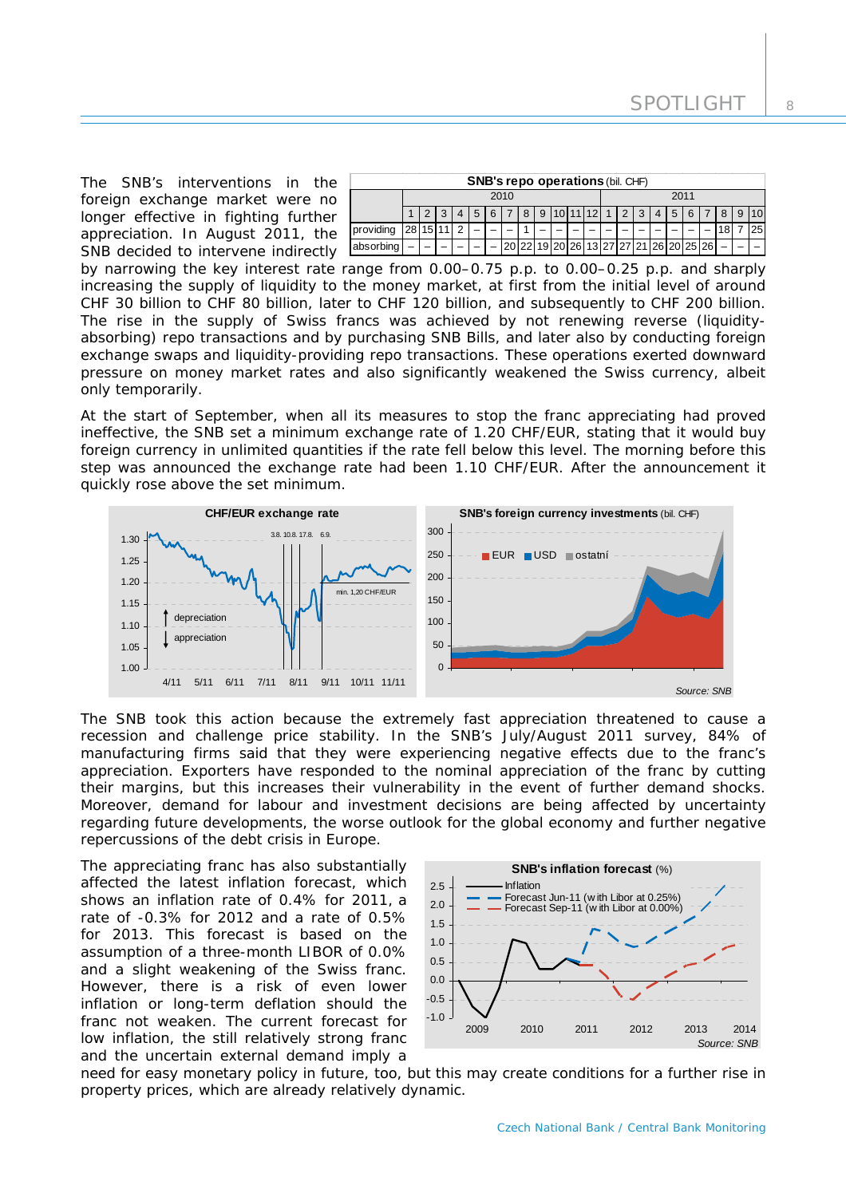The SNB's interventions in the foreign exchange market were no longer effective in fighting further appreciation. In August 2011, the SNB decided to intervene indirectly by narrowing the key interest rate range from 0.00–0.75 p.p. to 0.00–0.25 p.p. and sharply increasing the supply of liquidity to the money market, at first from the initial level of around CHF 30 billion to CHF 80 billion, later to CHF 120 billion, and subsequently to CHF 200 billion. The rise in the supply of Swiss francs was achieved by not renewing reverse (liquidity-absorbing) repo transactions and by purchasing SNB Bills, and later also by conducting foreign exchange swaps and liquidity-providing repo transactions. These operations exerted downward pressure on money market rates and also significantly weakened the Swiss currency, albeit only temporarily.

**SNB's repo operations** (bil. CHF)

| | 2010 | | | | | | | | | | | | 2011 | | | | | | | | | |
|---|---|---|---|---|---|---|---|---|---|---|---|---|---|---|---|---|---|---|---|---|---|---|
| | 1 | 2 | 3 | 4 | 5 | 6 | 7 | 8 | 9 | 10 | 11 | 12 | 1 | 2 | 3 | 4 | 5 | 6 | 7 | 8 | 9 | 10 |
| providing | 28 | 15 | 11 | 2 | – | – | – | 1 | – | – | – | – | – | – | – | – | – | – | – | 18 | 7 | 25 |
| absorbing | – | – | – | – | – | – | 20 | 22 | 19 | 20 | 26 | 13 | 27 | 27 | 21 | 26 | 20 | 25 | 26 | – | – | – |

At the start of September, when all its measures to stop the franc appreciating had proved ineffective, the SNB set a minimum exchange rate of 1.20 CHF/EUR, stating that it would buy foreign currency in unlimited quantities if the rate fell below this level. The morning before this step was announced the exchange rate had been 1.10 CHF/EUR. After the announcement it quickly rose above the set minimum.

**CHF/EUR exchange rate**

**SNB's foreign currency investments** (bil. CHF)

Source: SNB

The SNB took this action because the extremely fast appreciation threatened to cause a recession and challenge price stability. In the SNB's July/August 2011 survey, 84% of manufacturing firms said that they were experiencing negative effects due to the franc's appreciation. Exporters have responded to the nominal appreciation of the franc by cutting their margins, but this increases their vulnerability in the event of further demand shocks. Moreover, demand for labour and investment decisions are being affected by uncertainty regarding future developments, the worse outlook for the global economy and further negative repercussions of the debt crisis in Europe.

The appreciating franc has also substantially affected the latest inflation forecast, which shows an inflation rate of 0.4% for 2011, a rate of -0.3% for 2012 and a rate of 0.5% for 2013. This forecast is based on the assumption of a three-month LIBOR of 0.0% and a slight weakening of the Swiss franc. However, there is a risk of even lower inflation or long-term deflation should the franc not weaken. The current forecast for low inflation, the still relatively strong franc and the uncertain external demand imply a need for easy monetary policy in future, too, but this may create conditions for a further rise in property prices, which are already relatively dynamic.

**SNB's inflation forecast** (%)

Source: SNB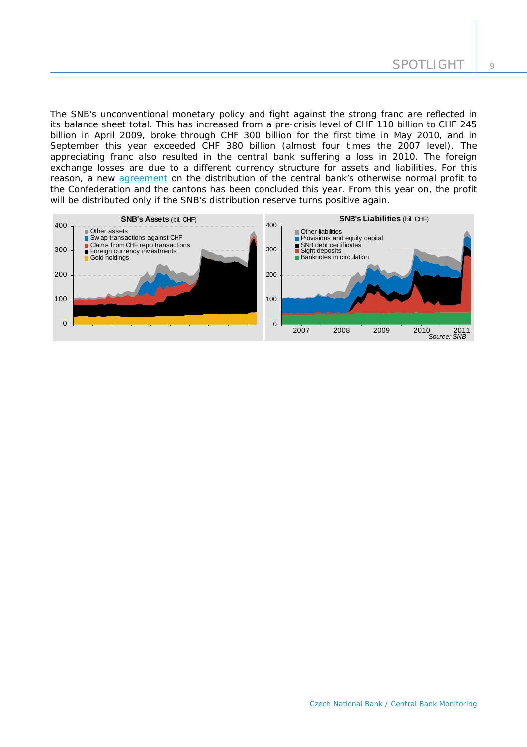The SNB's unconventional monetary policy and fight against the strong franc are reflected in its balance sheet total. This has increased from a pre-crisis level of CHF 110 billion to CHF 245 billion in April 2009, broke through CHF 300 billion for the first time in May 2010, and in September this year exceeded CHF 380 billion (almost four times the 2007 level). The appreciating franc also resulted in the central bank suffering a loss in 2010. The foreign exchange losses are due to a different currency structure for assets and liabilities. For this reason, a new agreement on the distribution of the central bank's otherwise normal profit to the Confederation and the cantons has been concluded this year. From this year on, the profit will be distributed only if the SNB's distribution reserve turns positive again.

**SNB's Assets** (bil. CHF)

- Other assets
- Swap transactions against CHF
- Claims from CHF repo transactions
- Foreign currency investments
- Gold holdings

**SNB's Liabilities** (bil. CHF)

- Other liabilities
- Provisions and equity capital
- SNB debt certificates
- Sight deposits
- Banknotes in circulation

*Source: SNB*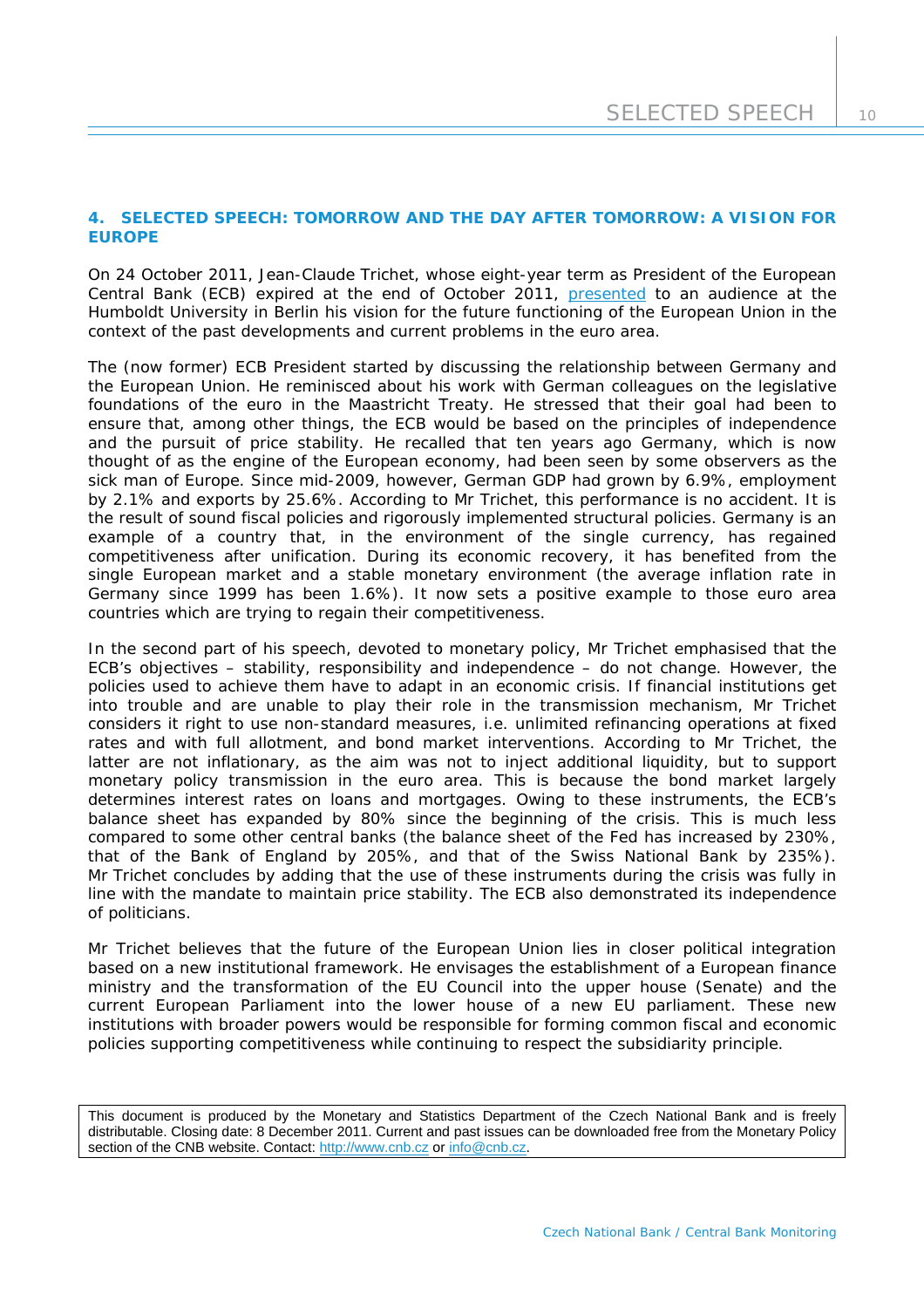## 4. SELECTED SPEECH: TOMORROW AND THE DAY AFTER TOMORROW: A VISION FOR EUROPE

On 24 October 2011, Jean-Claude Trichet, whose eight-year term as President of the European Central Bank (ECB) expired at the end of October 2011, presented to an audience at the Humboldt University in Berlin his vision for the future functioning of the European Union in the context of the past developments and current problems in the euro area.

The (now former) ECB President started by discussing the relationship between Germany and the European Union. He reminisced about his work with German colleagues on the legislative foundations of the euro in the Maastricht Treaty. He stressed that their goal had been to ensure that, among other things, the ECB would be based on the principles of independence and the pursuit of price stability. He recalled that ten years ago Germany, which is now thought of as the engine of the European economy, had been seen by some observers as the sick man of Europe. Since mid-2009, however, German GDP had grown by 6.9%, employment by 2.1% and exports by 25.6%. According to Mr Trichet, this performance is no accident. It is the result of sound fiscal policies and rigorously implemented structural policies. Germany is an example of a country that, in the environment of the single currency, has regained competitiveness after unification. During its economic recovery, it has benefited from the single European market and a stable monetary environment (the average inflation rate in Germany since 1999 has been 1.6%). It now sets a positive example to those euro area countries which are trying to regain their competitiveness.

In the second part of his speech, devoted to monetary policy, Mr Trichet emphasised that the ECB's objectives – stability, responsibility and independence – do not change. However, the policies used to achieve them have to adapt in an economic crisis. If financial institutions get into trouble and are unable to play their role in the transmission mechanism, Mr Trichet considers it right to use non-standard measures, i.e. unlimited refinancing operations at fixed rates and with full allotment, and bond market interventions. According to Mr Trichet, the latter are not inflationary, as the aim was not to inject additional liquidity, but to support monetary policy transmission in the euro area. This is because the bond market largely determines interest rates on loans and mortgages. Owing to these instruments, the ECB's balance sheet has expanded by 80% since the beginning of the crisis. This is much less compared to some other central banks (the balance sheet of the Fed has increased by 230%, that of the Bank of England by 205%, and that of the Swiss National Bank by 235%). Mr Trichet concludes by adding that the use of these instruments during the crisis was fully in line with the mandate to maintain price stability. The ECB also demonstrated its independence of politicians.

Mr Trichet believes that the future of the European Union lies in closer political integration based on a new institutional framework. He envisages the establishment of a European finance ministry and the transformation of the EU Council into the upper house (Senate) and the current European Parliament into the lower house of a new EU parliament. These new institutions with broader powers would be responsible for forming common fiscal and economic policies supporting competitiveness while continuing to respect the subsidiarity principle.

This document is produced by the Monetary and Statistics Department of the Czech National Bank and is freely distributable. Closing date: 8 December 2011. Current and past issues can be downloaded free from the Monetary Policy section of the CNB website. Contact: http://www.cnb.cz or info@cnb.cz.